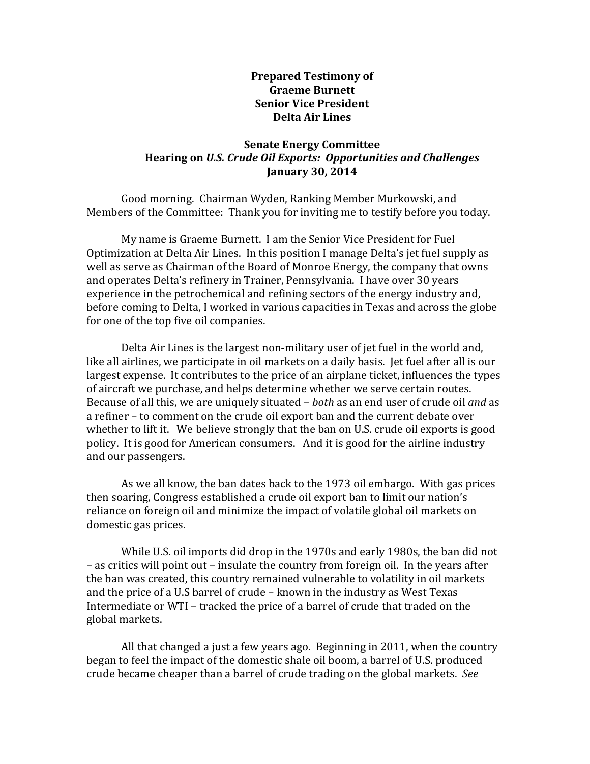**Prepared Testimony of**
**Graeme Burnett**
**Senior Vice President**
**Delta Air Lines**

**Senate Energy Committee**
**Hearing on *U.S. Crude Oil Exports: Opportunities and Challenges***
**January 30, 2014**

Good morning. Chairman Wyden, Ranking Member Murkowski, and Members of the Committee: Thank you for inviting me to testify before you today.

My name is Graeme Burnett. I am the Senior Vice President for Fuel Optimization at Delta Air Lines. In this position I manage Delta's jet fuel supply as well as serve as Chairman of the Board of Monroe Energy, the company that owns and operates Delta's refinery in Trainer, Pennsylvania. I have over 30 years experience in the petrochemical and refining sectors of the energy industry and, before coming to Delta, I worked in various capacities in Texas and across the globe for one of the top five oil companies.

Delta Air Lines is the largest non-military user of jet fuel in the world and, like all airlines, we participate in oil markets on a daily basis. Jet fuel after all is our largest expense. It contributes to the price of an airplane ticket, influences the types of aircraft we purchase, and helps determine whether we serve certain routes. Because of all this, we are uniquely situated – *both* as an end user of crude oil *and* as a refiner – to comment on the crude oil export ban and the current debate over whether to lift it. We believe strongly that the ban on U.S. crude oil exports is good policy. It is good for American consumers. And it is good for the airline industry and our passengers.

As we all know, the ban dates back to the 1973 oil embargo. With gas prices then soaring, Congress established a crude oil export ban to limit our nation's reliance on foreign oil and minimize the impact of volatile global oil markets on domestic gas prices.

While U.S. oil imports did drop in the 1970s and early 1980s, the ban did not – as critics will point out – insulate the country from foreign oil. In the years after the ban was created, this country remained vulnerable to volatility in oil markets and the price of a U.S barrel of crude – known in the industry as West Texas Intermediate or WTI – tracked the price of a barrel of crude that traded on the global markets.

All that changed a just a few years ago. Beginning in 2011, when the country began to feel the impact of the domestic shale oil boom, a barrel of U.S. produced crude became cheaper than a barrel of crude trading on the global markets. *See*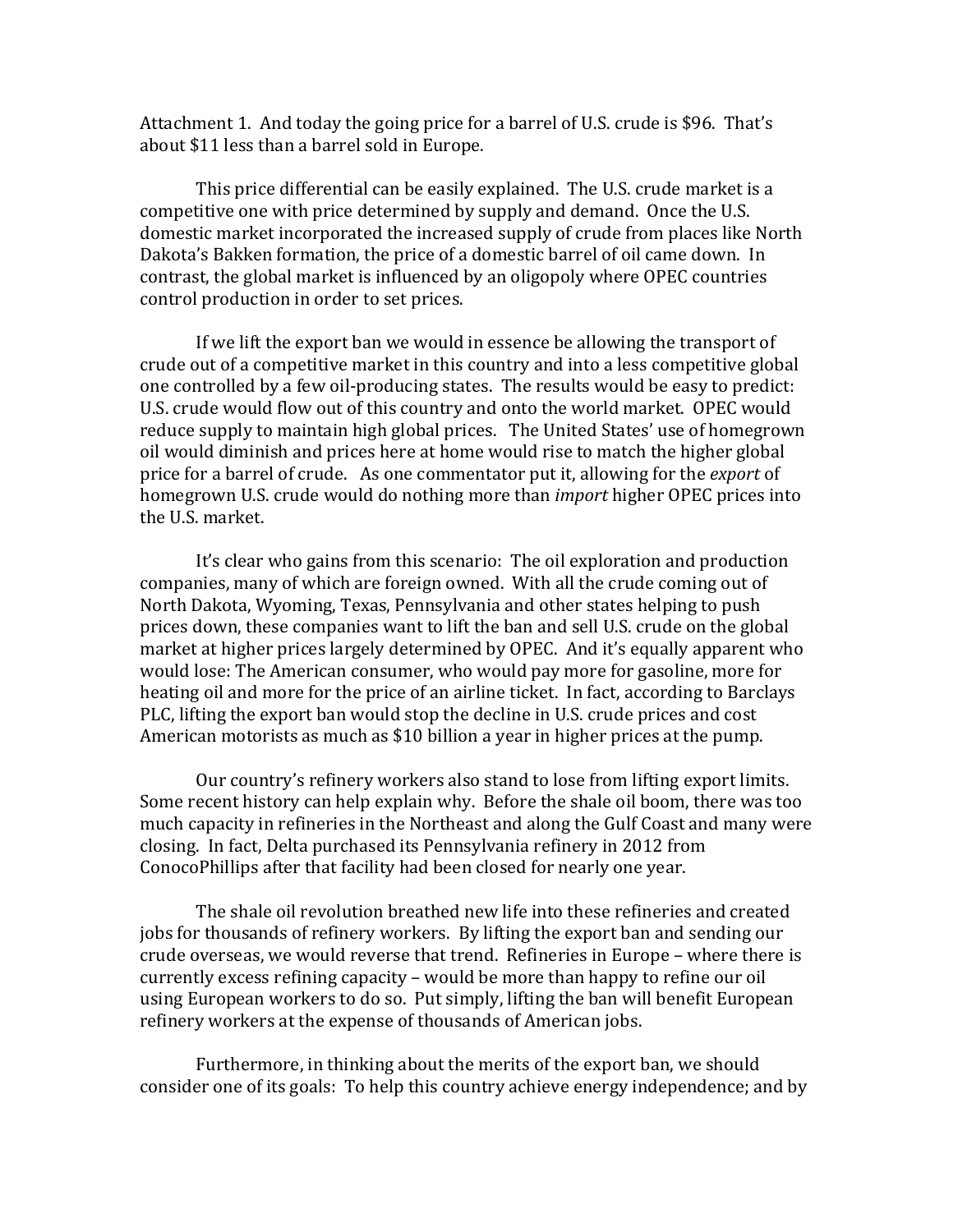Attachment 1. And today the going price for a barrel of U.S. crude is $96. That's about $11 less than a barrel sold in Europe.

This price differential can be easily explained. The U.S. crude market is a competitive one with price determined by supply and demand. Once the U.S. domestic market incorporated the increased supply of crude from places like North Dakota's Bakken formation, the price of a domestic barrel of oil came down. In contrast, the global market is influenced by an oligopoly where OPEC countries control production in order to set prices.

If we lift the export ban we would in essence be allowing the transport of crude out of a competitive market in this country and into a less competitive global one controlled by a few oil-producing states. The results would be easy to predict: U.S. crude would flow out of this country and onto the world market. OPEC would reduce supply to maintain high global prices. The United States' use of homegrown oil would diminish and prices here at home would rise to match the higher global price for a barrel of crude. As one commentator put it, allowing for the *export* of homegrown U.S. crude would do nothing more than *import* higher OPEC prices into the U.S. market.

It's clear who gains from this scenario: The oil exploration and production companies, many of which are foreign owned. With all the crude coming out of North Dakota, Wyoming, Texas, Pennsylvania and other states helping to push prices down, these companies want to lift the ban and sell U.S. crude on the global market at higher prices largely determined by OPEC. And it's equally apparent who would lose: The American consumer, who would pay more for gasoline, more for heating oil and more for the price of an airline ticket. In fact, according to Barclays PLC, lifting the export ban would stop the decline in U.S. crude prices and cost American motorists as much as $10 billion a year in higher prices at the pump.

Our country's refinery workers also stand to lose from lifting export limits. Some recent history can help explain why. Before the shale oil boom, there was too much capacity in refineries in the Northeast and along the Gulf Coast and many were closing. In fact, Delta purchased its Pennsylvania refinery in 2012 from ConocoPhillips after that facility had been closed for nearly one year.

The shale oil revolution breathed new life into these refineries and created jobs for thousands of refinery workers. By lifting the export ban and sending our crude overseas, we would reverse that trend. Refineries in Europe – where there is currently excess refining capacity – would be more than happy to refine our oil using European workers to do so. Put simply, lifting the ban will benefit European refinery workers at the expense of thousands of American jobs.

Furthermore, in thinking about the merits of the export ban, we should consider one of its goals: To help this country achieve energy independence; and by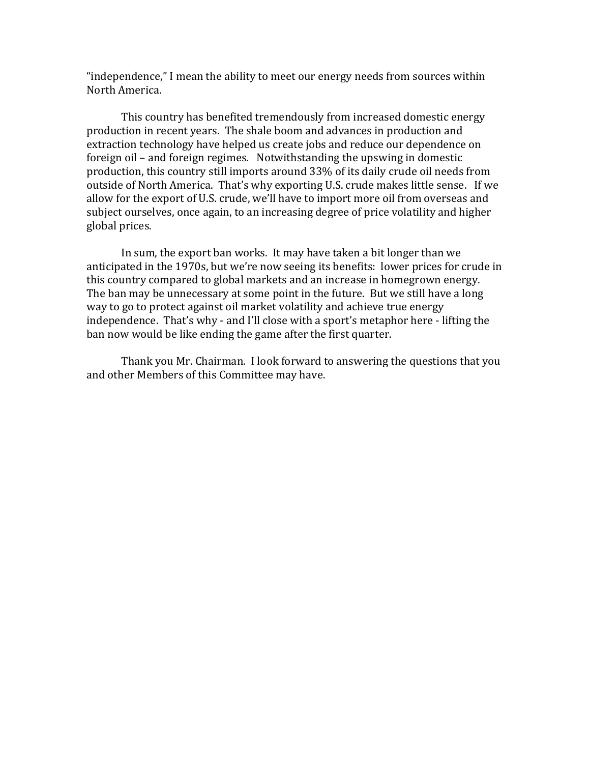“independence,” I mean the ability to meet our energy needs from sources within North America.

This country has benefited tremendously from increased domestic energy production in recent years. The shale boom and advances in production and extraction technology have helped us create jobs and reduce our dependence on foreign oil – and foreign regimes. Notwithstanding the upswing in domestic production, this country still imports around 33% of its daily crude oil needs from outside of North America. That’s why exporting U.S. crude makes little sense. If we allow for the export of U.S. crude, we’ll have to import more oil from overseas and subject ourselves, once again, to an increasing degree of price volatility and higher global prices.

In sum, the export ban works. It may have taken a bit longer than we anticipated in the 1970s, but we’re now seeing its benefits: lower prices for crude in this country compared to global markets and an increase in homegrown energy. The ban may be unnecessary at some point in the future. But we still have a long way to go to protect against oil market volatility and achieve true energy independence. That’s why - and I’ll close with a sport’s metaphor here - lifting the ban now would be like ending the game after the first quarter.

Thank you Mr. Chairman. I look forward to answering the questions that you and other Members of this Committee may have.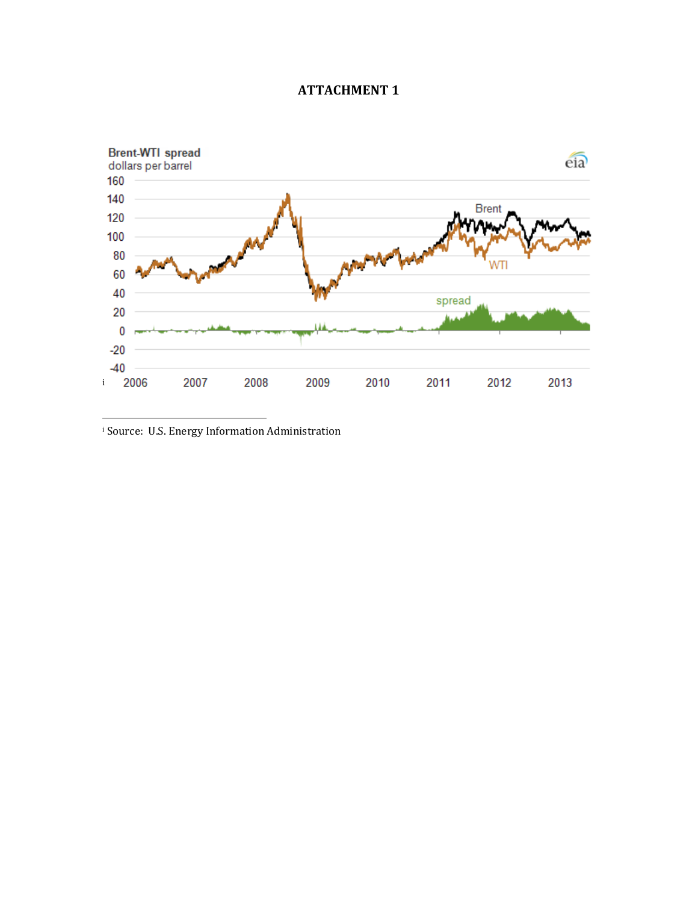**ATTACHMENT 1**

Brent-WTI spread
dollars per barrel

eia

160
140
120
100
80
60
40
20
0
-20
-40

Brent
WTI
spread

i 2006 2007 2008 2009 2010 2011 2012 2013

---

[i] Source: U.S. Energy Information Administration